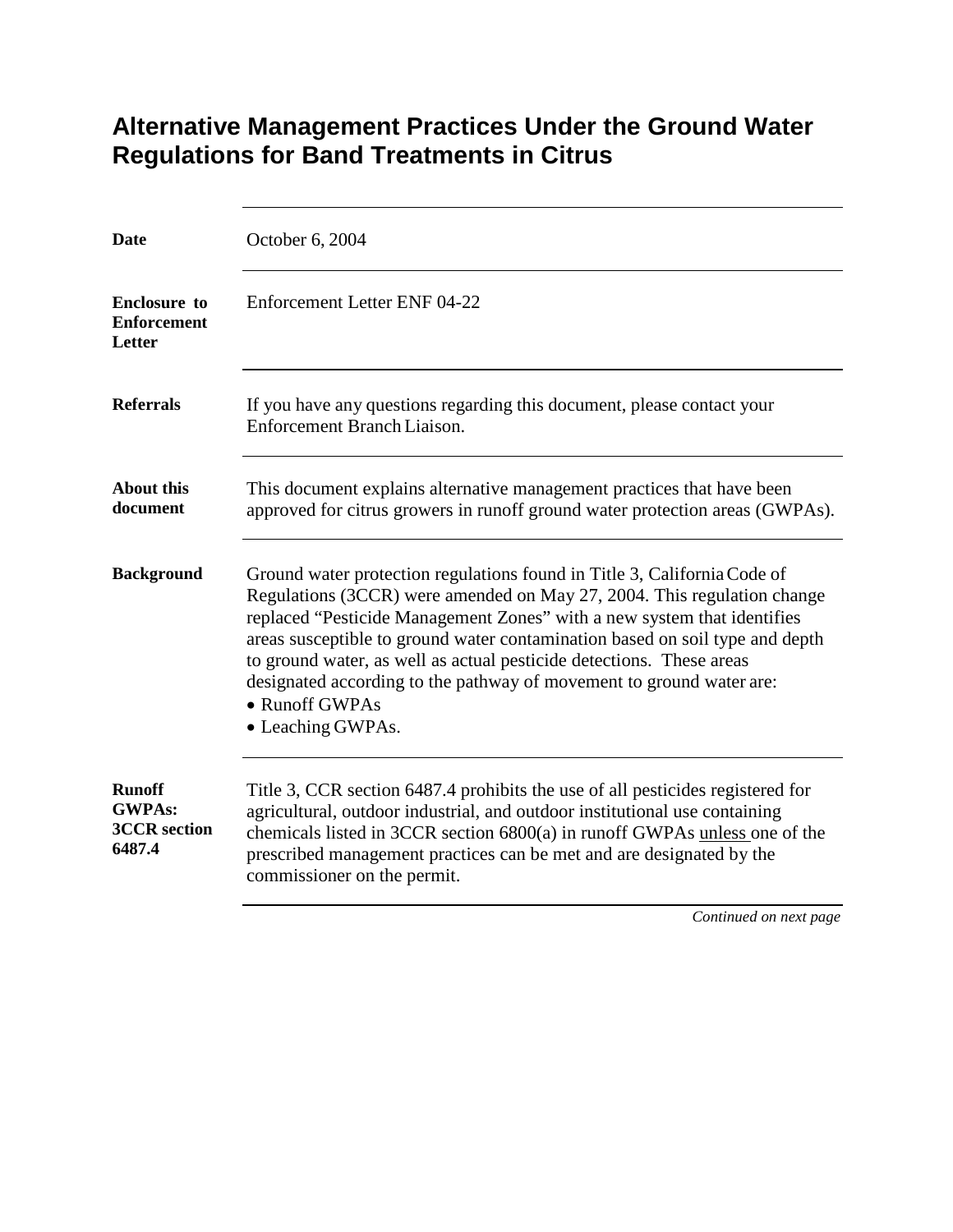# Alternative Management Practices Under the Ground Water Regulations for Band Treatments in Citrus

**Date**

October 6, 2004

**Enclosure to Enforcement Letter**

Enforcement Letter ENF 04-22

**Referrals**

If you have any questions regarding this document, please contact your Enforcement Branch Liaison.

**About this document**

This document explains alternative management practices that have been approved for citrus growers in runoff ground water protection areas (GWPAs).

**Background**

Ground water protection regulations found in Title 3, California Code of Regulations (3CCR) were amended on May 27, 2004. This regulation change replaced "Pesticide Management Zones" with a new system that identifies areas susceptible to ground water contamination based on soil type and depth to ground water, as well as actual pesticide detections. These areas designated according to the pathway of movement to ground water are:

- Runoff GWPAs
- Leaching GWPAs.

**Runoff GWPAs: 3CCR section 6487.4**

Title 3, CCR section 6487.4 prohibits the use of all pesticides registered for agricultural, outdoor industrial, and outdoor institutional use containing chemicals listed in 3CCR section 6800(a) in runoff GWPAs unless one of the prescribed management practices can be met and are designated by the commissioner on the permit.

*Continued on next page*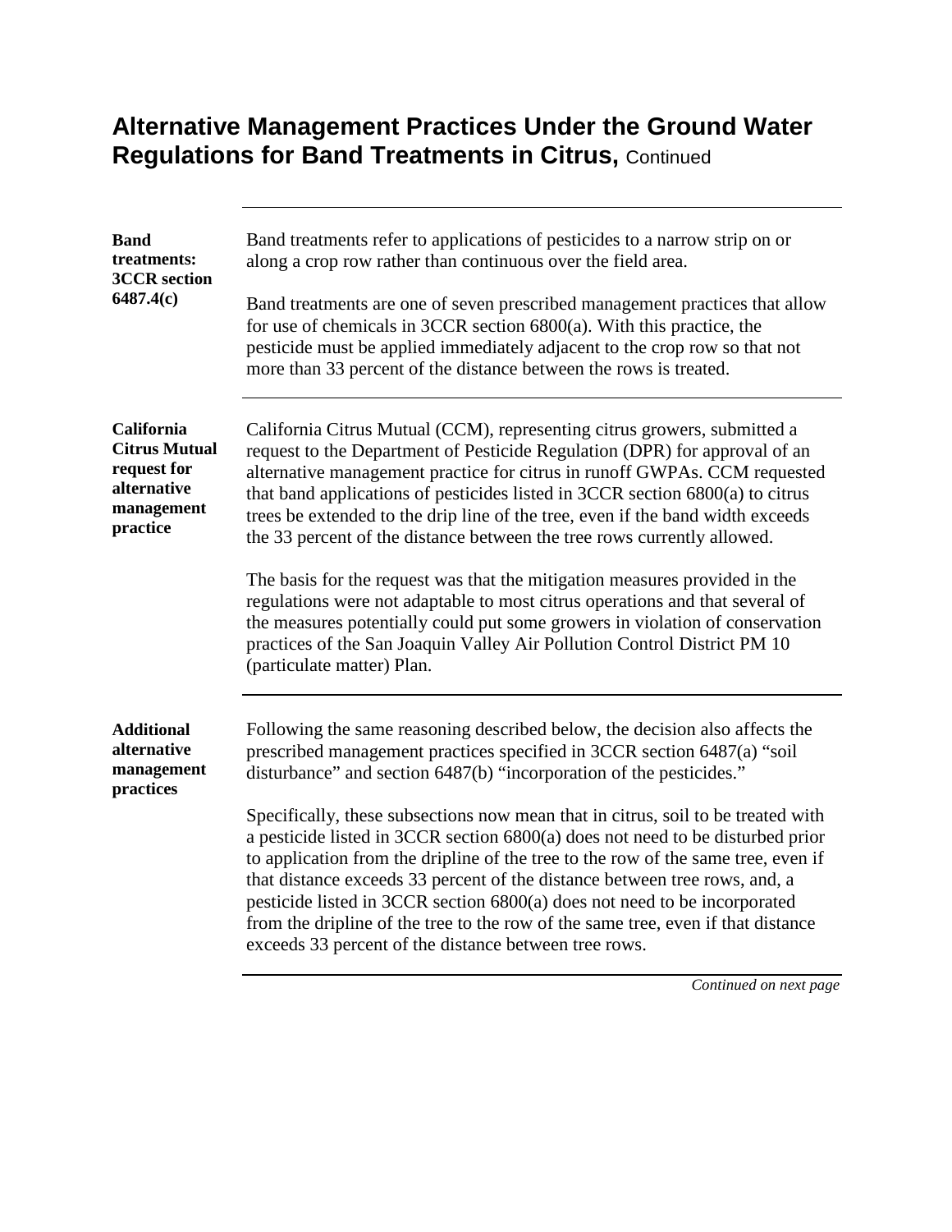## Alternative Management Practices Under the Ground Water Regulations for Band Treatments in Citrus, Continued

**Band treatments: 3CCR section 6487.4(c)**

Band treatments refer to applications of pesticides to a narrow strip on or along a crop row rather than continuous over the field area.

Band treatments are one of seven prescribed management practices that allow for use of chemicals in 3CCR section 6800(a). With this practice, the pesticide must be applied immediately adjacent to the crop row so that not more than 33 percent of the distance between the rows is treated.

**California Citrus Mutual request for alternative management practice**

California Citrus Mutual (CCM), representing citrus growers, submitted a request to the Department of Pesticide Regulation (DPR) for approval of an alternative management practice for citrus in runoff GWPAs. CCM requested that band applications of pesticides listed in 3CCR section 6800(a) to citrus trees be extended to the drip line of the tree, even if the band width exceeds the 33 percent of the distance between the tree rows currently allowed.

The basis for the request was that the mitigation measures provided in the regulations were not adaptable to most citrus operations and that several of the measures potentially could put some growers in violation of conservation practices of the San Joaquin Valley Air Pollution Control District PM 10 (particulate matter) Plan.

**Additional alternative management practices**

Following the same reasoning described below, the decision also affects the prescribed management practices specified in 3CCR section 6487(a) "soil disturbance" and section 6487(b) "incorporation of the pesticides."

Specifically, these subsections now mean that in citrus, soil to be treated with a pesticide listed in 3CCR section 6800(a) does not need to be disturbed prior to application from the dripline of the tree to the row of the same tree, even if that distance exceeds 33 percent of the distance between tree rows, and, a pesticide listed in 3CCR section 6800(a) does not need to be incorporated from the dripline of the tree to the row of the same tree, even if that distance exceeds 33 percent of the distance between tree rows.

*Continued on next page*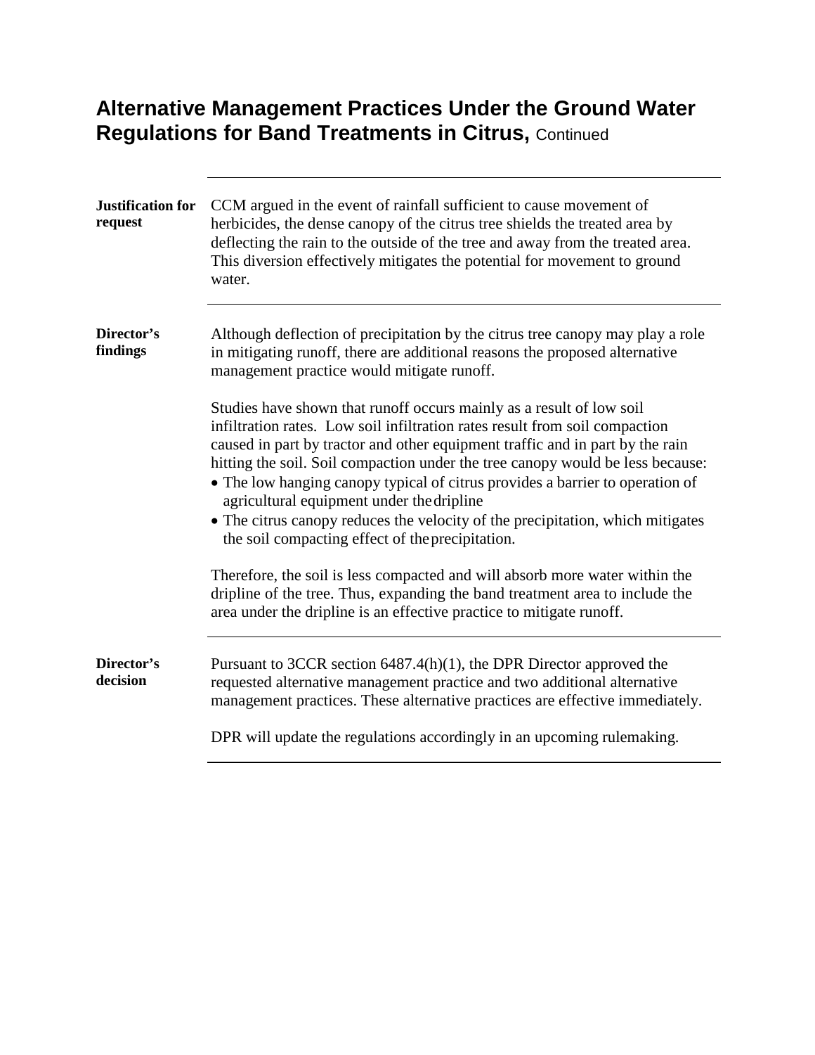## Alternative Management Practices Under the Ground Water Regulations for Band Treatments in Citrus, Continued

**Justification for request**

CCM argued in the event of rainfall sufficient to cause movement of herbicides, the dense canopy of the citrus tree shields the treated area by deflecting the rain to the outside of the tree and away from the treated area. This diversion effectively mitigates the potential for movement to ground water.

**Director's findings**

Although deflection of precipitation by the citrus tree canopy may play a role in mitigating runoff, there are additional reasons the proposed alternative management practice would mitigate runoff.

Studies have shown that runoff occurs mainly as a result of low soil infiltration rates. Low soil infiltration rates result from soil compaction caused in part by tractor and other equipment traffic and in part by the rain hitting the soil. Soil compaction under the tree canopy would be less because:

- The low hanging canopy typical of citrus provides a barrier to operation of agricultural equipment under the dripline
- The citrus canopy reduces the velocity of the precipitation, which mitigates the soil compacting effect of the precipitation.

Therefore, the soil is less compacted and will absorb more water within the dripline of the tree. Thus, expanding the band treatment area to include the area under the dripline is an effective practice to mitigate runoff.

**Director's decision**

Pursuant to 3CCR section 6487.4(h)(1), the DPR Director approved the requested alternative management practice and two additional alternative management practices. These alternative practices are effective immediately.

DPR will update the regulations accordingly in an upcoming rulemaking.